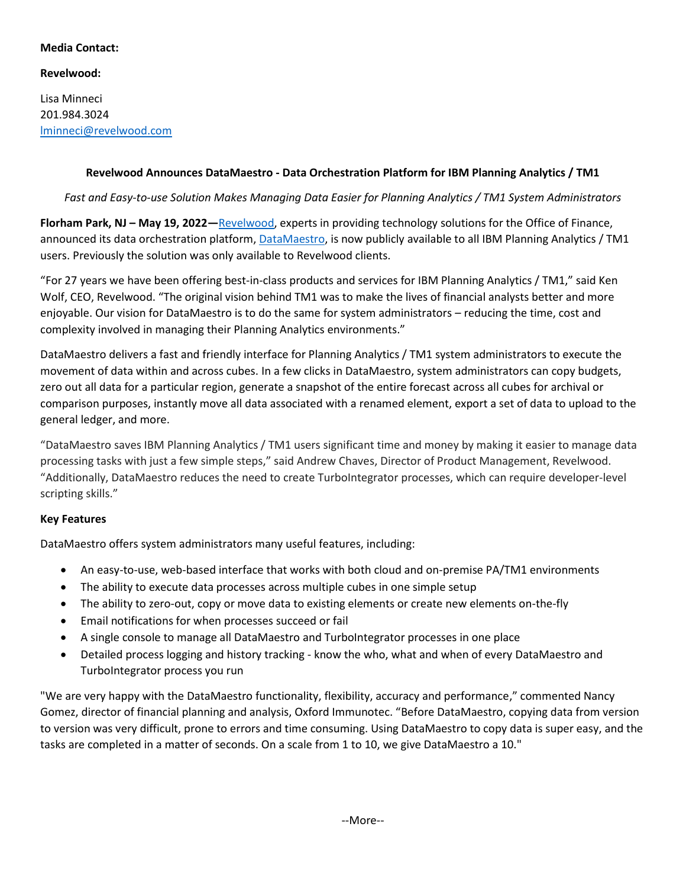**Media Contact:**

**Revelwood:**

Lisa Minneci
201.984.3024
[lminneci@revelwood.com](mailto:lminneci@revelwood.com)

**Revelwood Announces DataMaestro - Data Orchestration Platform for IBM Planning Analytics / TM1**

*Fast and Easy-to-use Solution Makes Managing Data Easier for Planning Analytics / TM1 System Administrators*

**Florham Park, NJ – May 19, 2022—**Revelwood, experts in providing technology solutions for the Office of Finance, announced its data orchestration platform, DataMaestro, is now publicly available to all IBM Planning Analytics / TM1 users. Previously the solution was only available to Revelwood clients.

"For 27 years we have been offering best-in-class products and services for IBM Planning Analytics / TM1," said Ken Wolf, CEO, Revelwood. "The original vision behind TM1 was to make the lives of financial analysts better and more enjoyable. Our vision for DataMaestro is to do the same for system administrators – reducing the time, cost and complexity involved in managing their Planning Analytics environments."

DataMaestro delivers a fast and friendly interface for Planning Analytics / TM1 system administrators to execute the movement of data within and across cubes. In a few clicks in DataMaestro, system administrators can copy budgets, zero out all data for a particular region, generate a snapshot of the entire forecast across all cubes for archival or comparison purposes, instantly move all data associated with a renamed element, export a set of data to upload to the general ledger, and more.

"DataMaestro saves IBM Planning Analytics / TM1 users significant time and money by making it easier to manage data processing tasks with just a few simple steps," said Andrew Chaves, Director of Product Management, Revelwood. "Additionally, DataMaestro reduces the need to create TurboIntegrator processes, which can require developer-level scripting skills."

**Key Features**

DataMaestro offers system administrators many useful features, including:

- An easy-to-use, web-based interface that works with both cloud and on-premise PA/TM1 environments
- The ability to execute data processes across multiple cubes in one simple setup
- The ability to zero-out, copy or move data to existing elements or create new elements on-the-fly
- Email notifications for when processes succeed or fail
- A single console to manage all DataMaestro and TurboIntegrator processes in one place
- Detailed process logging and history tracking - know the who, what and when of every DataMaestro and TurboIntegrator process you run

"We are very happy with the DataMaestro functionality, flexibility, accuracy and performance," commented Nancy Gomez, director of financial planning and analysis, Oxford Immunotec. "Before DataMaestro, copying data from version to version was very difficult, prone to errors and time consuming. Using DataMaestro to copy data is super easy, and the tasks are completed in a matter of seconds. On a scale from 1 to 10, we give DataMaestro a 10."

--More--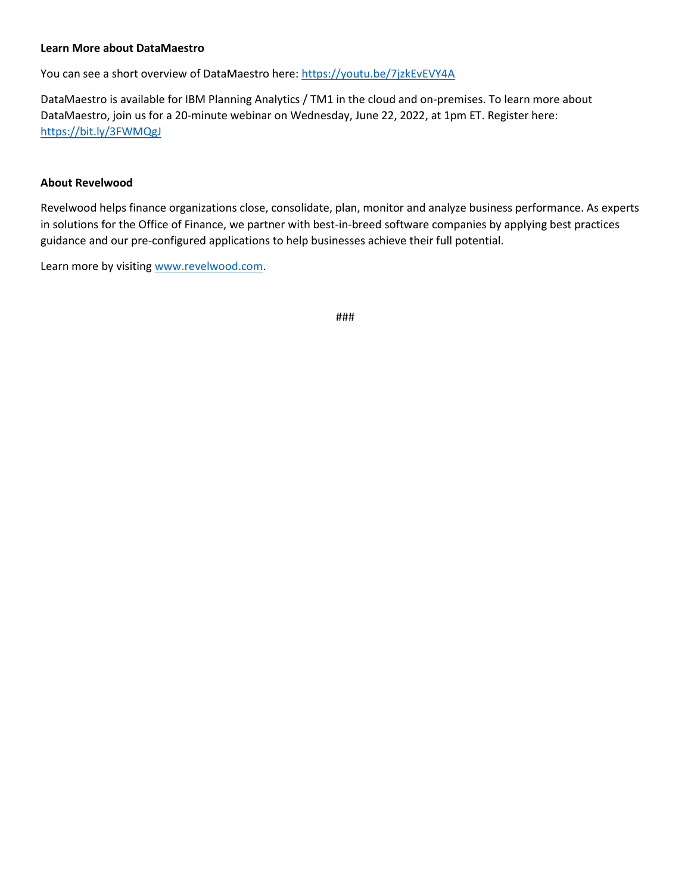**Learn More about DataMaestro**

You can see a short overview of DataMaestro here: https://youtu.be/7jzkEvEVY4A

DataMaestro is available for IBM Planning Analytics / TM1 in the cloud and on-premises. To learn more about DataMaestro, join us for a 20-minute webinar on Wednesday, June 22, 2022, at 1pm ET. Register here: https://bit.ly/3FWMQgJ

**About Revelwood**

Revelwood helps finance organizations close, consolidate, plan, monitor and analyze business performance. As experts in solutions for the Office of Finance, we partner with best-in-breed software companies by applying best practices guidance and our pre-configured applications to help businesses achieve their full potential.

Learn more by visiting www.revelwood.com.

###